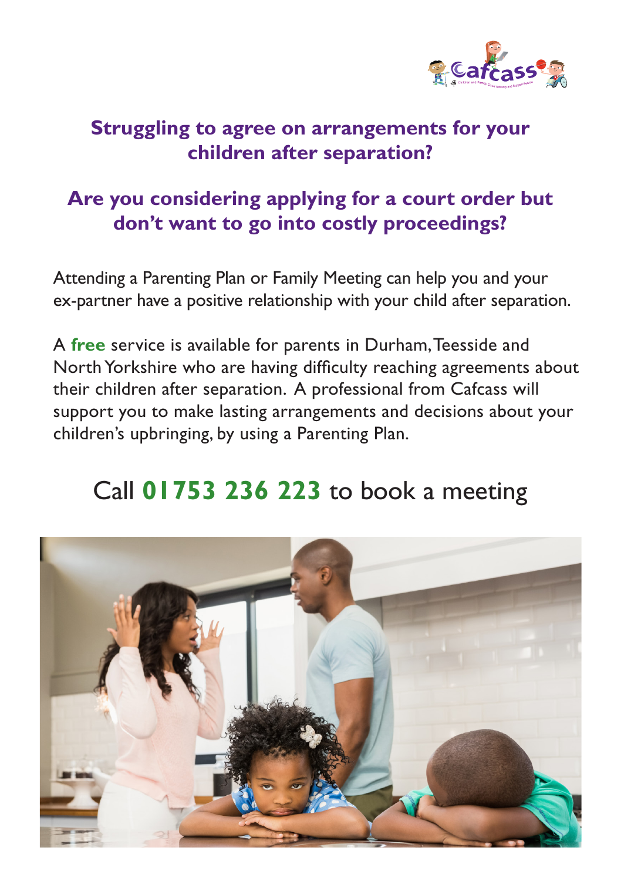## Struggling to agree on arrangements for your children after separation?

## Are you considering applying for a court order but don't want to go into costly proceedings?

Attending a Parenting Plan or Family Meeting can help you and your ex-partner have a positive relationship with your child after separation.

A **free** service is available for parents in Durham, Teesside and North Yorkshire who are having difficulty reaching agreements about their children after separation. A professional from Cafcass will support you to make lasting arrangements and decisions about your children's upbringing, by using a Parenting Plan.

## Call **01753 236 223** to book a meeting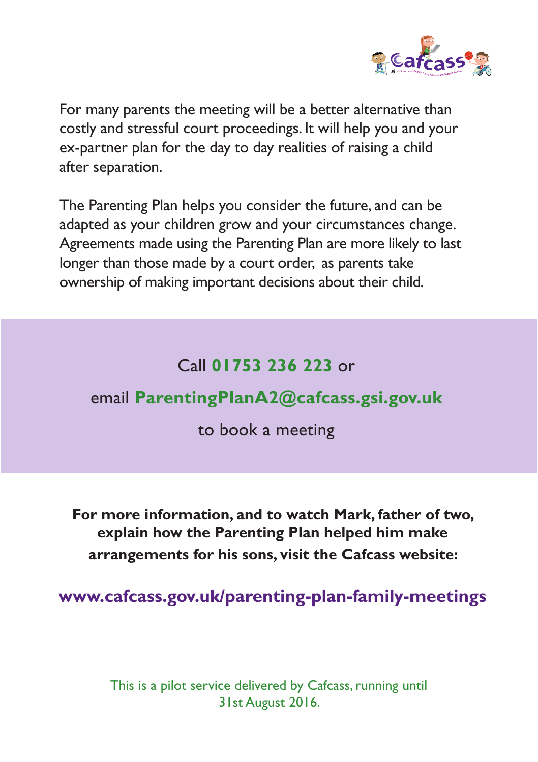For many parents the meeting will be a better alternative than costly and stressful court proceedings. It will help you and your ex-partner plan for the day to day realities of raising a child after separation.

The Parenting Plan helps you consider the future, and can be adapted as your children grow and your circumstances change. Agreements made using the Parenting Plan are more likely to last longer than those made by a court order, as parents take ownership of making important decisions about their child.

Call **01753 236 223** or

email **ParentingPlanA2@cafcass.gsi.gov.uk**

to book a meeting

**For more information, and to watch Mark, father of two, explain how the Parenting Plan helped him make arrangements for his sons, visit the Cafcass website:**

**www.cafcass.gov.uk/parenting-plan-family-meetings**

This is a pilot service delivered by Cafcass, running until 31st August 2016.